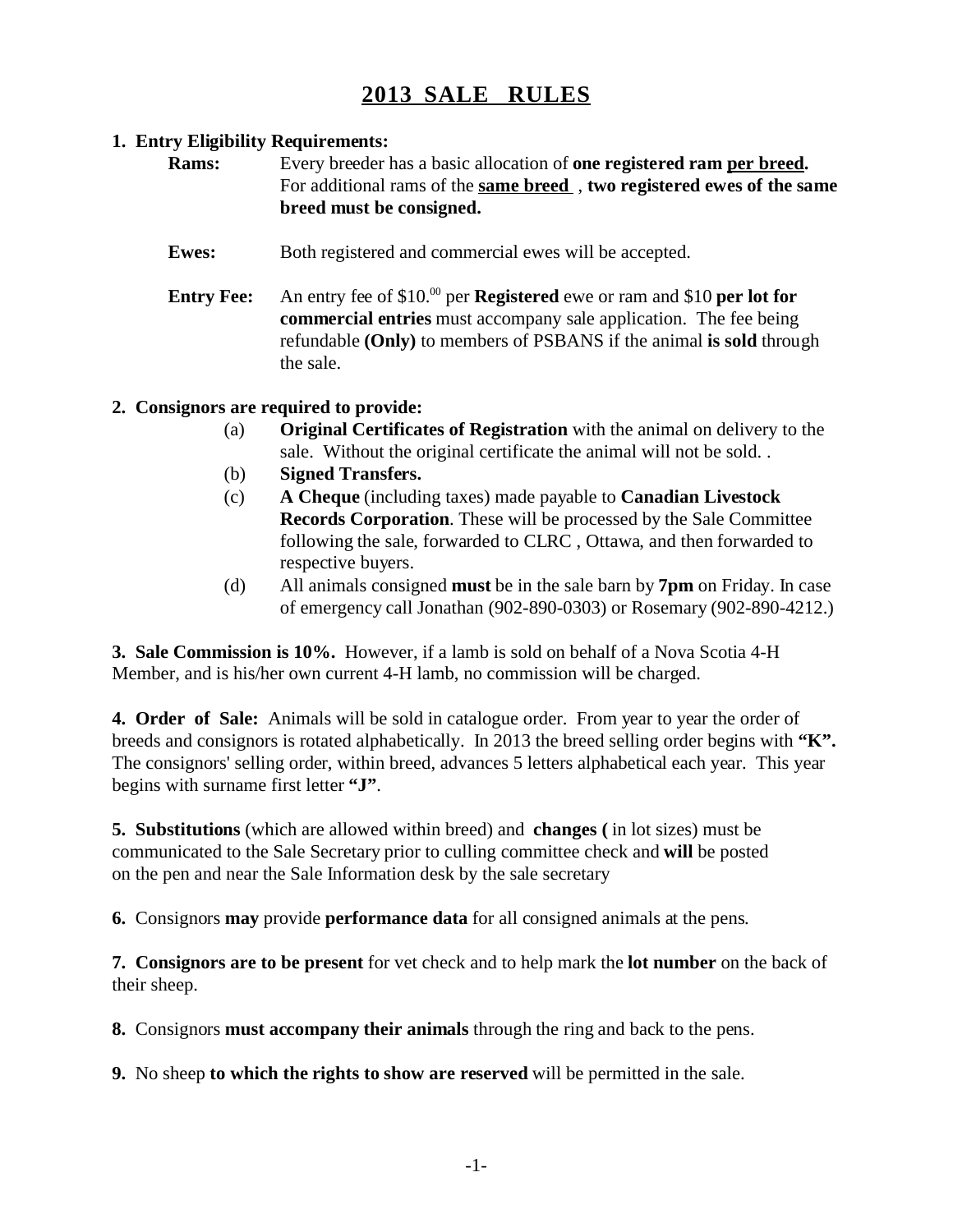# 2013 SALE RULES

**1. Entry Eligibility Requirements:**

**Rams:** Every breeder has a basic allocation of **one registered ram per breed.** For additional rams of the **same breed** , **two registered ewes of the same breed must be consigned.**

**Ewes:** Both registered and commercial ewes will be accepted.

**Entry Fee:** An entry fee of \$10.$^{00}$ per **Registered** ewe or ram and \$10 **per lot for commercial entries** must accompany sale application. The fee being refundable **(Only)** to members of PSBANS if the animal **is sold** through the sale.

**2. Consignors are required to provide:**

(a) **Original Certificates of Registration** with the animal on delivery to the sale. Without the original certificate the animal will not be sold. .

(b) **Signed Transfers.**

(c) **A Cheque** (including taxes) made payable to **Canadian Livestock Records Corporation**. These will be processed by the Sale Committee following the sale, forwarded to CLRC , Ottawa, and then forwarded to respective buyers.

(d) All animals consigned **must** be in the sale barn by **7pm** on Friday. In case of emergency call Jonathan (902-890-0303) or Rosemary (902-890-4212.)

**3. Sale Commission is 10%.** However, if a lamb is sold on behalf of a Nova Scotia 4-H Member, and is his/her own current 4-H lamb, no commission will be charged.

**4. Order of Sale:** Animals will be sold in catalogue order. From year to year the order of breeds and consignors is rotated alphabetically. In 2013 the breed selling order begins with **"K".** The consignors' selling order, within breed, advances 5 letters alphabetical each year. This year begins with surname first letter **"J"**.

**5. Substitutions** (which are allowed within breed) and **changes (** in lot sizes) must be communicated to the Sale Secretary prior to culling committee check and **will** be posted on the pen and near the Sale Information desk by the sale secretary

**6.** Consignors **may** provide **performance data** for all consigned animals at the pens.

**7. Consignors are to be present** for vet check and to help mark the **lot number** on the back of their sheep.

**8.** Consignors **must accompany their animals** through the ring and back to the pens.

**9.** No sheep **to which the rights to show are reserved** will be permitted in the sale.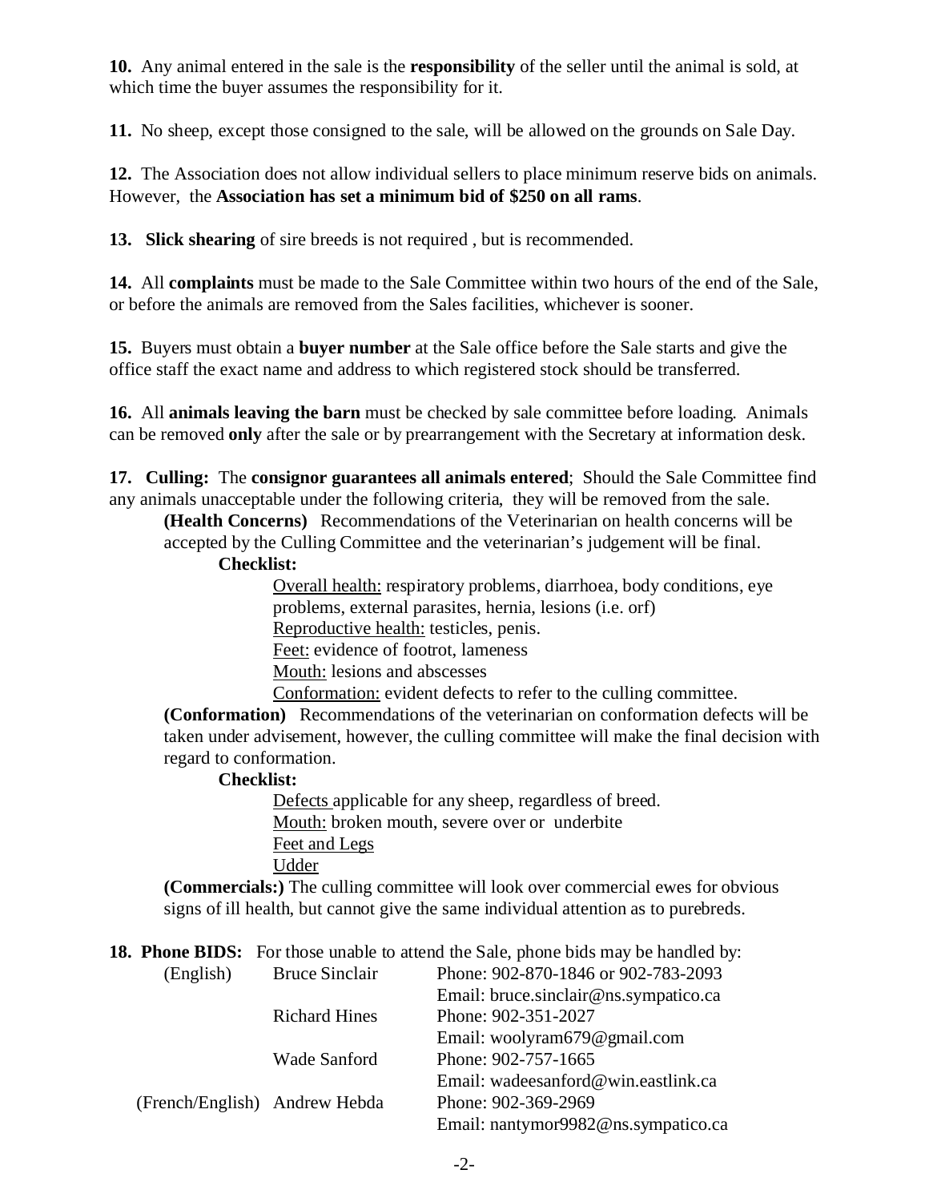**10.** Any animal entered in the sale is the **responsibility** of the seller until the animal is sold, at which time the buyer assumes the responsibility for it.

**11.** No sheep, except those consigned to the sale, will be allowed on the grounds on Sale Day.

**12.** The Association does not allow individual sellers to place minimum reserve bids on animals. However, the **Association has set a minimum bid of $250 on all rams**.

**13.** **Slick shearing** of sire breeds is not required , but is recommended.

**14.** All **complaints** must be made to the Sale Committee within two hours of the end of the Sale, or before the animals are removed from the Sales facilities, whichever is sooner.

**15.** Buyers must obtain a **buyer number** at the Sale office before the Sale starts and give the office staff the exact name and address to which registered stock should be transferred.

**16.** All **animals leaving the barn** must be checked by sale committee before loading. Animals can be removed **only** after the sale or by prearrangement with the Secretary at information desk.

**17. Culling:** The **consignor guarantees all animals entered**; Should the Sale Committee find any animals unacceptable under the following criteria, they will be removed from the sale.

**(Health Concerns)** Recommendations of the Veterinarian on health concerns will be accepted by the Culling Committee and the veterinarian's judgement will be final.

**Checklist:**

- Overall health: respiratory problems, diarrhoea, body conditions, eye problems, external parasites, hernia, lesions (i.e. orf)
- Reproductive health: testicles, penis.
- Feet: evidence of footrot, lameness
- Mouth: lesions and abscesses
- Conformation: evident defects to refer to the culling committee.

**(Conformation)** Recommendations of the veterinarian on conformation defects will be taken under advisement, however, the culling committee will make the final decision with regard to conformation.

**Checklist:**

- Defects applicable for any sheep, regardless of breed.
- Mouth: broken mouth, severe over or underbite
- Feet and Legs
- Udder

**(Commercials:)** The culling committee will look over commercial ewes for obvious signs of ill health, but cannot give the same individual attention as to purebreds.

**18. Phone BIDS:** For those unable to attend the Sale, phone bids may be handled by:

| | | |
|---|---|---|
| (English) | Bruce Sinclair | Phone: 902-870-1846 or 902-783-2093<br>Email: bruce.sinclair@ns.sympatico.ca |
| | Richard Hines | Phone: 902-351-2027<br>Email: woolyram679@gmail.com |
| | Wade Sanford | Phone: 902-757-1665<br>Email: wadeesanford@win.eastlink.ca |
| (French/English) | Andrew Hebda | Phone: 902-369-2969<br>Email: nantymor9982@ns.sympatico.ca |